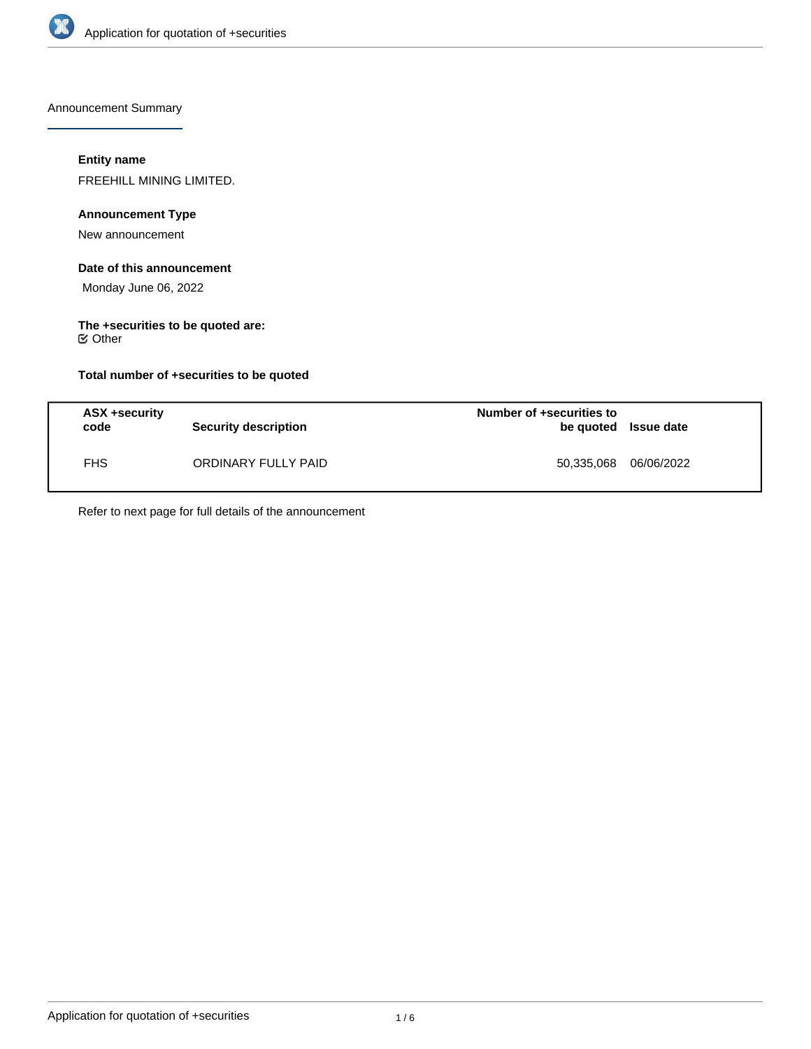Announcement Summary

**Entity name**

FREEHILL MINING LIMITED.

**Announcement Type**

New announcement

**Date of this announcement**

Monday June 06, 2022

**The +securities to be quoted are:**

☑ Other

**Total number of +securities to be quoted**

| ASX +security code | Security description | Number of +securities to be quoted | Issue date |
| --- | --- | --- | --- |
| FHS | ORDINARY FULLY PAID | 50,335,068 | 06/06/2022 |

Refer to next page for full details of the announcement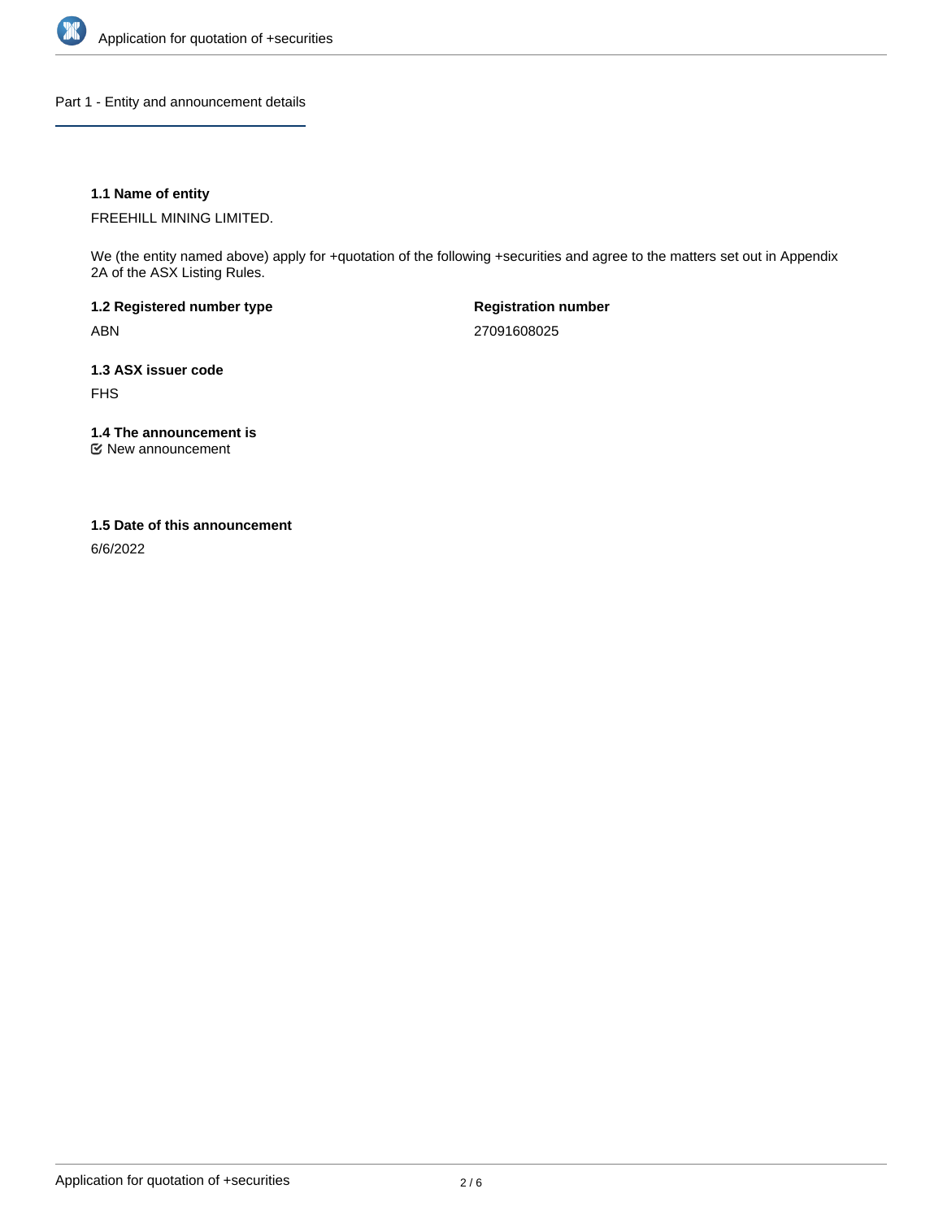## Part 1 - Entity and announcement details

**1.1 Name of entity**

FREEHILL MINING LIMITED.

We (the entity named above) apply for +quotation of the following +securities and agree to the matters set out in Appendix 2A of the ASX Listing Rules.

**1.2 Registered number type**

ABN

**Registration number**

27091608025

**1.3 ASX issuer code**

FHS

**1.4 The announcement is**

☑ New announcement

**1.5 Date of this announcement**

6/6/2022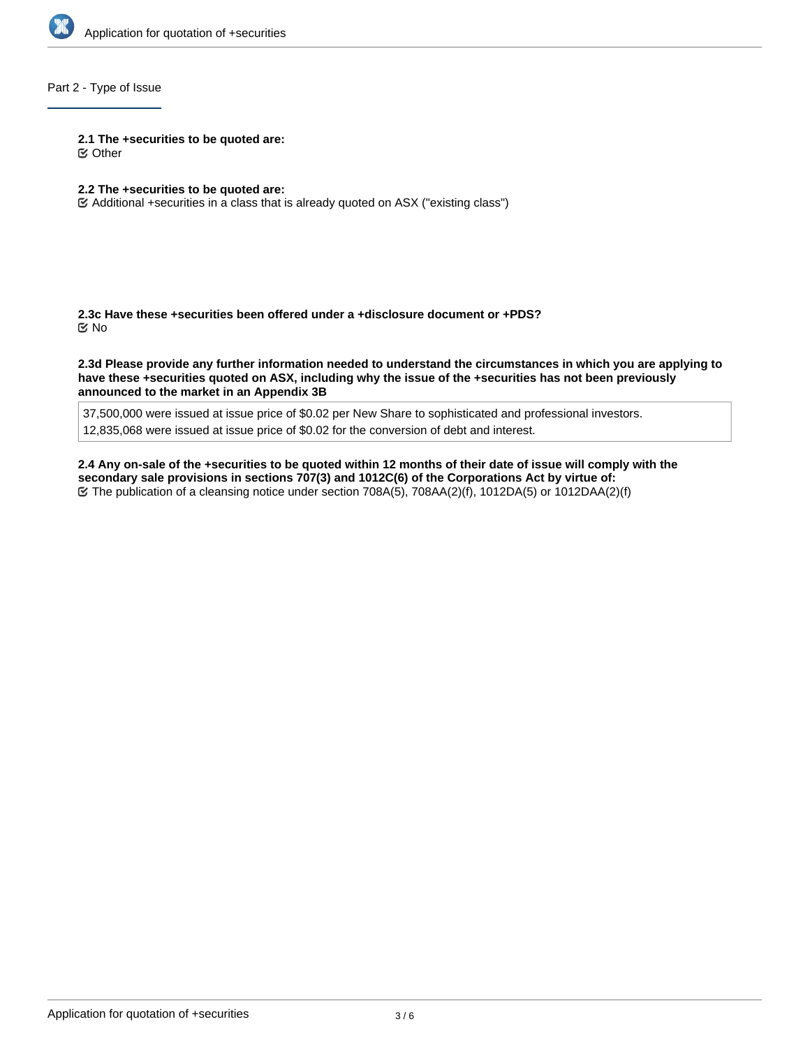## Part 2 - Type of Issue

**2.1 The +securities to be quoted are:**

☑ Other

**2.2 The +securities to be quoted are:**

☑ Additional +securities in a class that is already quoted on ASX ("existing class")

**2.3c Have these +securities been offered under a +disclosure document or +PDS?**

☑ No

**2.3d Please provide any further information needed to understand the circumstances in which you are applying to have these +securities quoted on ASX, including why the issue of the +securities has not been previously announced to the market in an Appendix 3B**

37,500,000 were issued at issue price of $0.02 per New Share to sophisticated and professional investors.
12,835,068 were issued at issue price of $0.02 for the conversion of debt and interest.

**2.4 Any on-sale of the +securities to be quoted within 12 months of their date of issue will comply with the secondary sale provisions in sections 707(3) and 1012C(6) of the Corporations Act by virtue of:**

☑ The publication of a cleansing notice under section 708A(5), 708AA(2)(f), 1012DA(5) or 1012DAA(2)(f)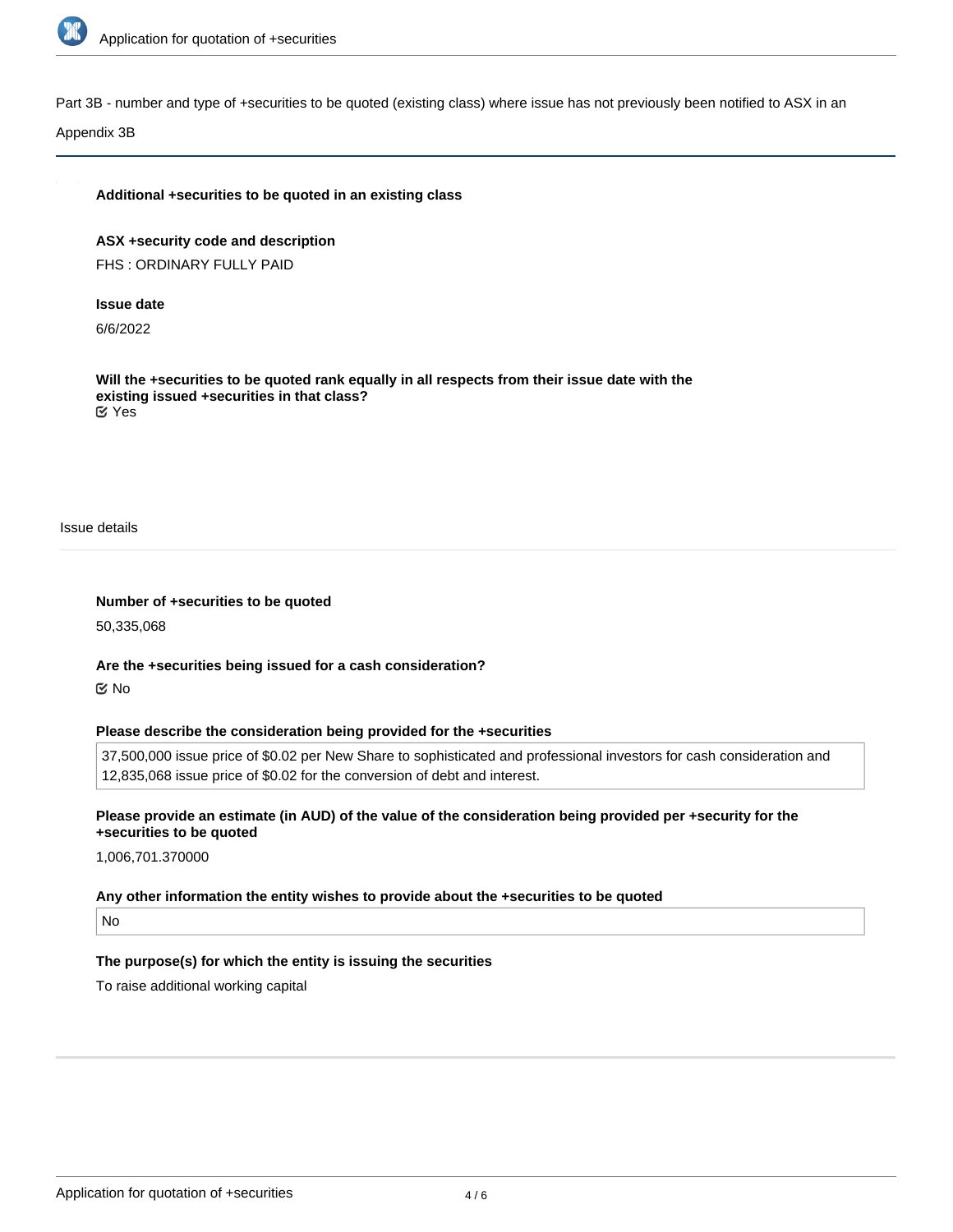Part 3B - number and type of +securities to be quoted (existing class) where issue has not previously been notified to ASX in an Appendix 3B

**Additional +securities to be quoted in an existing class**

**ASX +security code and description**

FHS : ORDINARY FULLY PAID

**Issue date**

6/6/2022

**Will the +securities to be quoted rank equally in all respects from their issue date with the existing issued +securities in that class?**

☑ Yes

Issue details

**Number of +securities to be quoted**

50,335,068

**Are the +securities being issued for a cash consideration?**

☑ No

**Please describe the consideration being provided for the +securities**

37,500,000 issue price of $0.02 per New Share to sophisticated and professional investors for cash consideration and 12,835,068 issue price of $0.02 for the conversion of debt and interest.

**Please provide an estimate (in AUD) of the value of the consideration being provided per +security for the +securities to be quoted**

1,006,701.370000

**Any other information the entity wishes to provide about the +securities to be quoted**

No

**The purpose(s) for which the entity is issuing the securities**

To raise additional working capital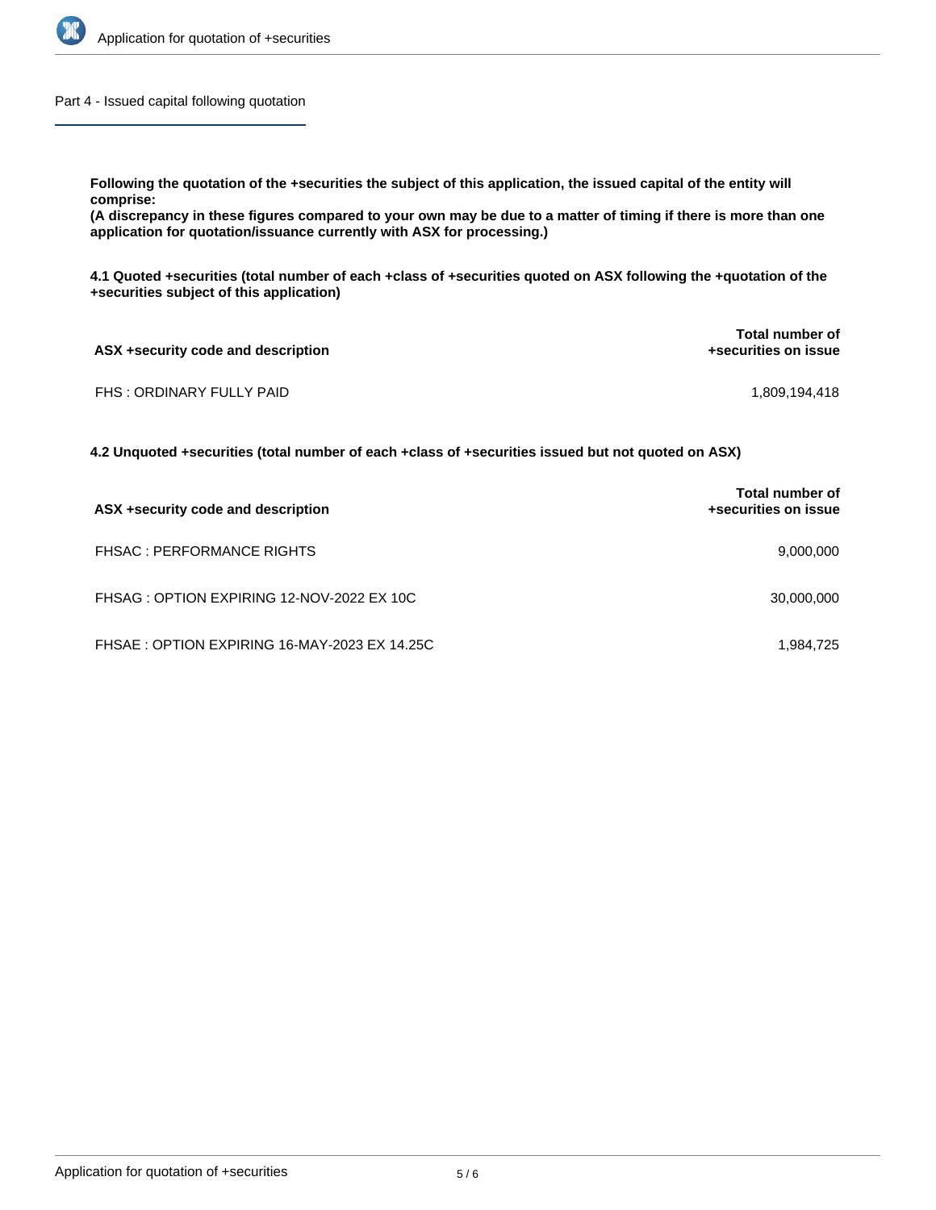## Part 4 - Issued capital following quotation

**Following the quotation of the +securities the subject of this application, the issued capital of the entity will comprise:**
**(A discrepancy in these figures compared to your own may be due to a matter of timing if there is more than one application for quotation/issuance currently with ASX for processing.)**

**4.1 Quoted +securities (total number of each +class of +securities quoted on ASX following the +quotation of the +securities subject of this application)**

| ASX +security code and description | Total number of +securities on issue |
|---|---|
| FHS : ORDINARY FULLY PAID | 1,809,194,418 |

**4.2 Unquoted +securities (total number of each +class of +securities issued but not quoted on ASX)**

| ASX +security code and description | Total number of +securities on issue |
|---|---|
| FHSAC : PERFORMANCE RIGHTS | 9,000,000 |
| FHSAG : OPTION EXPIRING 12-NOV-2022 EX 10C | 30,000,000 |
| FHSAE : OPTION EXPIRING 16-MAY-2023 EX 14.25C | 1,984,725 |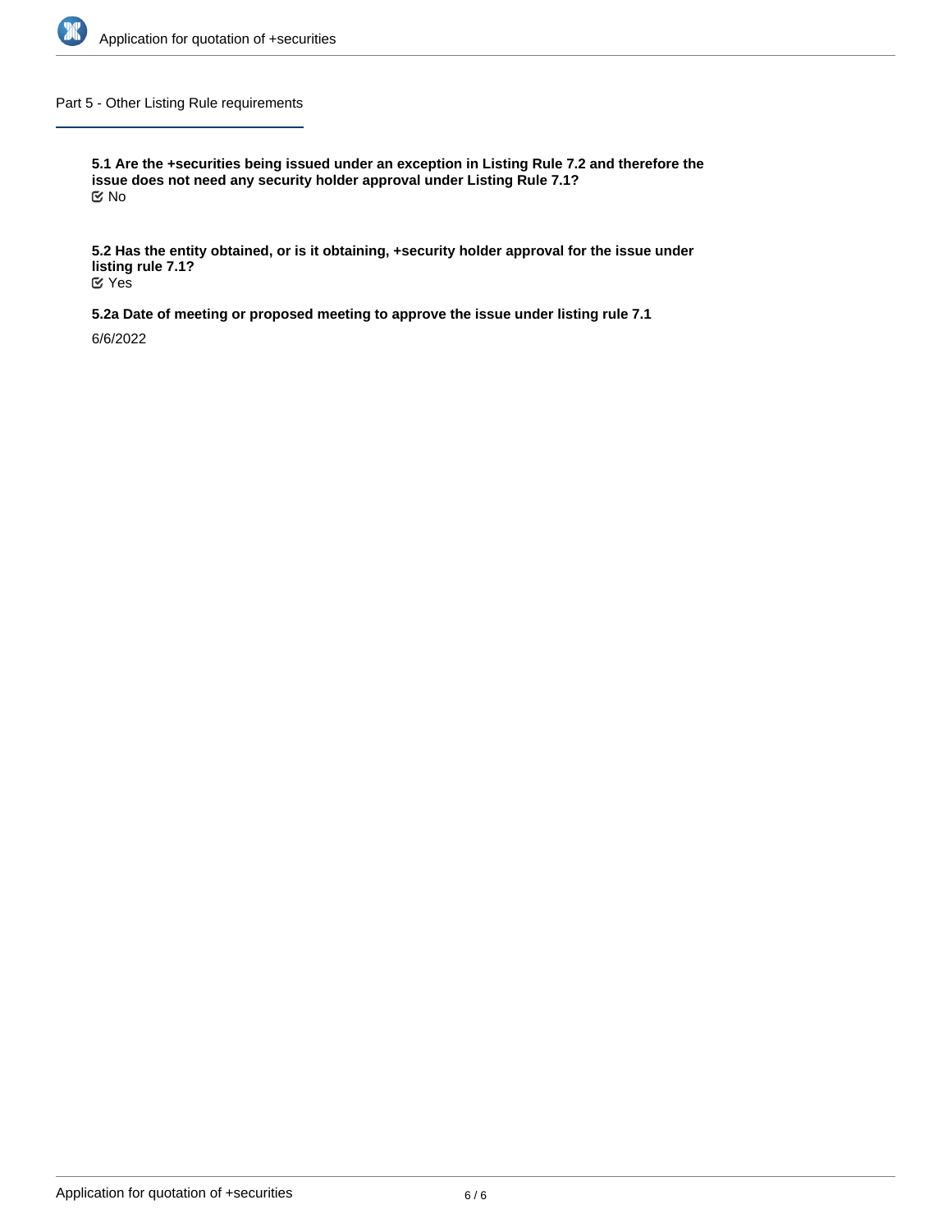## Part 5 - Other Listing Rule requirements

**5.1 Are the +securities being issued under an exception in Listing Rule 7.2 and therefore the issue does not need any security holder approval under Listing Rule 7.1?**

☑ No

**5.2 Has the entity obtained, or is it obtaining, +security holder approval for the issue under listing rule 7.1?**

☑ Yes

**5.2a Date of meeting or proposed meeting to approve the issue under listing rule 7.1**

6/6/2022